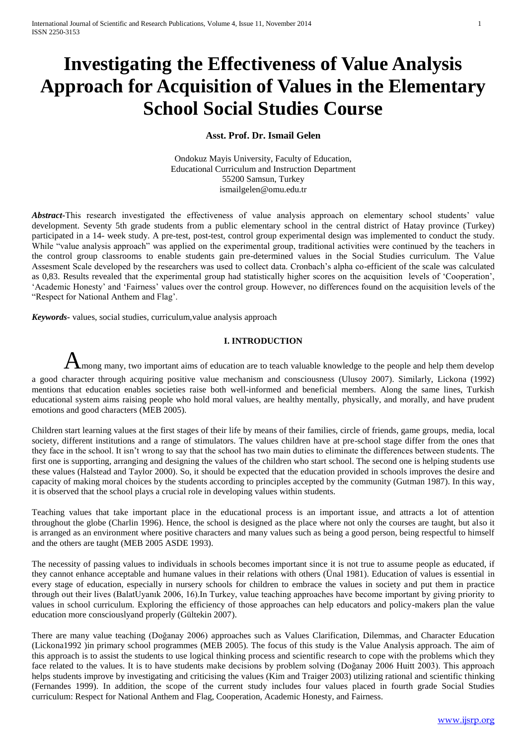# Investigating the Effectiveness of Value Analysis Approach for Acquisition of Values in the Elementary School Social Studies Course

**Asst. Prof. Dr. Ismail Gelen**

Ondokuz Mayis University, Faculty of Education,
Educational Curriculum and Instruction Department
55200 Samsun, Turkey
ismailgelen@omu.edu.tr

***Abstract*-**This research investigated the effectiveness of value analysis approach on elementary school students' value development. Seventy 5th grade students from a public elementary school in the central district of Hatay province (Turkey) participated in a 14- week study. A pre-test, post-test, control group experimental design was implemented to conduct the study. While "value analysis approach" was applied on the experimental group, traditional activities were continued by the teachers in the control group classrooms to enable students gain pre-determined values in the Social Studies curriculum. The Value Assesment Scale developed by the researchers was used to collect data. Cronbach's alpha co-efficient of the scale was calculated as 0,83. Results revealed that the experimental group had statistically higher scores on the acquisition levels of 'Cooperation', 'Academic Honesty' and 'Fairness' values over the control group. However, no differences found on the acquisition levels of the "Respect for National Anthem and Flag'.

***Keywords*-** values, social studies, curriculum,value analysis approach

## I. INTRODUCTION

Among many, two important aims of education are to teach valuable knowledge to the people and help them develop a good character through acquiring positive value mechanism and consciousness (Ulusoy 2007). Similarly, Lickona (1992) mentions that education enables societies raise both well-informed and beneficial members. Along the same lines, Turkish educational system aims raising people who hold moral values, are healthy mentally, physically, and morally, and have prudent emotions and good characters (MEB 2005).

Children start learning values at the first stages of their life by means of their families, circle of friends, game groups, media, local society, different institutions and a range of stimulators. The values children have at pre-school stage differ from the ones that they face in the school. It isn't wrong to say that the school has two main duties to eliminate the differences between students. The first one is supporting, arranging and designing the values of the children who start school. The second one is helping students use these values (Halstead and Taylor 2000). So, it should be expected that the education provided in schools improves the desire and capacity of making moral choices by the students according to principles accepted by the community (Gutman 1987). In this way, it is observed that the school plays a crucial role in developing values within students.

Teaching values that take important place in the educational process is an important issue, and attracts a lot of attention throughout the globe (Charlin 1996). Hence, the school is designed as the place where not only the courses are taught, but also it is arranged as an environment where positive characters and many values such as being a good person, being respectful to himself and the others are taught (MEB 2005 ASDE 1993).

The necessity of passing values to individuals in schools becomes important since it is not true to assume people as educated, if they cannot enhance acceptable and humane values in their relations with others (Ünal 1981). Education of values is essential in every stage of education, especially in nursery schools for children to embrace the values in society and put them in practice through out their lives (BalatUyanık 2006, 16).In Turkey, value teaching approaches have become important by giving priority to values in school curriculum. Exploring the efficiency of those approaches can help educators and policy-makers plan the value education more consciouslyand properly (Gültekin 2007).

There are many value teaching (Doğanay 2006) approaches such as Values Clarification, Dilemmas, and Character Education (Lickona1992 )in primary school programmes (MEB 2005). The focus of this study is the Value Analysis approach. The aim of this approach is to assist the students to use logical thinking process and scientific research to cope with the problems which they face related to the values. It is to have students make decisions by problem solving (Doğanay 2006 Huitt 2003). This approach helps students improve by investigating and criticising the values (Kim and Traiger 2003) utilizing rational and scientific thinking (Fernandes 1999). In addition, the scope of the current study includes four values placed in fourth grade Social Studies curriculum: Respect for National Anthem and Flag, Cooperation, Academic Honesty, and Fairness.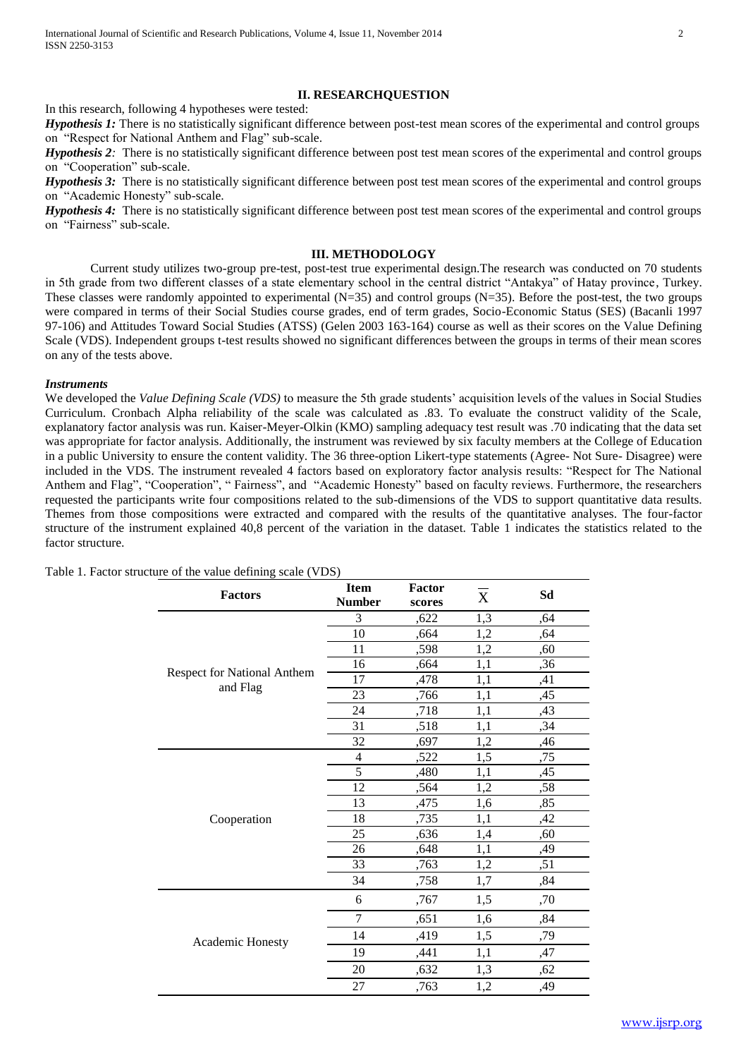## II. RESEARCHQUESTION

In this research, following 4 hypotheses were tested:

***Hypothesis 1:*** There is no statistically significant difference between post-test mean scores of the experimental and control groups on "Respect for National Anthem and Flag" sub-scale.

***Hypothesis 2:*** There is no statistically significant difference between post test mean scores of the experimental and control groups on "Cooperation" sub-scale.

***Hypothesis 3:*** There is no statistically significant difference between post test mean scores of the experimental and control groups on "Academic Honesty" sub-scale.

***Hypothesis 4:*** There is no statistically significant difference between post test mean scores of the experimental and control groups on "Fairness" sub-scale.

## III. METHODOLOGY

Current study utilizes two-group pre-test, post-test true experimental design.The research was conducted on 70 students in 5th grade from two different classes of a state elementary school in the central district "Antakya" of Hatay province, Turkey. These classes were randomly appointed to experimental (N=35) and control groups (N=35). Before the post-test, the two groups were compared in terms of their Social Studies course grades, end of term grades, Socio-Economic Status (SES) (Bacanli 1997 97-106) and Attitudes Toward Social Studies (ATSS) (Gelen 2003 163-164) course as well as their scores on the Value Defining Scale (VDS). Independent groups t-test results showed no significant differences between the groups in terms of their mean scores on any of the tests above.

### *Instruments*

We developed the *Value Defining Scale (VDS)* to measure the 5th grade students' acquisition levels of the values in Social Studies Curriculum. Cronbach Alpha reliability of the scale was calculated as .83. To evaluate the construct validity of the Scale, explanatory factor analysis was run. Kaiser-Meyer-Olkin (KMO) sampling adequacy test result was .70 indicating that the data set was appropriate for factor analysis. Additionally, the instrument was reviewed by six faculty members at the College of Education in a public University to ensure the content validity. The 36 three-option Likert-type statements (Agree- Not Sure- Disagree) were included in the VDS. The instrument revealed 4 factors based on exploratory factor analysis results: "Respect for The National Anthem and Flag", "Cooperation", " Fairness", and "Academic Honesty" based on faculty reviews. Furthermore, the researchers requested the participants write four compositions related to the sub-dimensions of the VDS to support quantitative data results. Themes from those compositions were extracted and compared with the results of the quantitative analyses. The four-factor structure of the instrument explained 40,8 percent of the variation in the dataset. Table 1 indicates the statistics related to the factor structure.

Table 1. Factor structure of the value defining scale (VDS)

| Factors | Item Number | Factor scores | $\overline{X}$ | Sd |
|---|---|---|---|---|
| Respect for National Anthem and Flag | 3 | ,622 | 1,3 | ,64 |
| | 10 | ,664 | 1,2 | ,64 |
| | 11 | ,598 | 1,2 | ,60 |
| | 16 | ,664 | 1,1 | ,36 |
| | 17 | ,478 | 1,1 | ,41 |
| | 23 | ,766 | 1,1 | ,45 |
| | 24 | ,718 | 1,1 | ,43 |
| | 31 | ,518 | 1,1 | ,34 |
| | 32 | ,697 | 1,2 | ,46 |
| Cooperation | 4 | ,522 | 1,5 | ,75 |
| | 5 | ,480 | 1,1 | ,45 |
| | 12 | ,564 | 1,2 | ,58 |
| | 13 | ,475 | 1,6 | ,85 |
| | 18 | ,735 | 1,1 | ,42 |
| | 25 | ,636 | 1,4 | ,60 |
| | 26 | ,648 | 1,1 | ,49 |
| | 33 | ,763 | 1,2 | ,51 |
| | 34 | ,758 | 1,7 | ,84 |
| Academic Honesty | 6 | ,767 | 1,5 | ,70 |
| | 7 | ,651 | 1,6 | ,84 |
| | 14 | ,419 | 1,5 | ,79 |
| | 19 | ,441 | 1,1 | ,47 |
| | 20 | ,632 | 1,3 | ,62 |
| | 27 | ,763 | 1,2 | ,49 |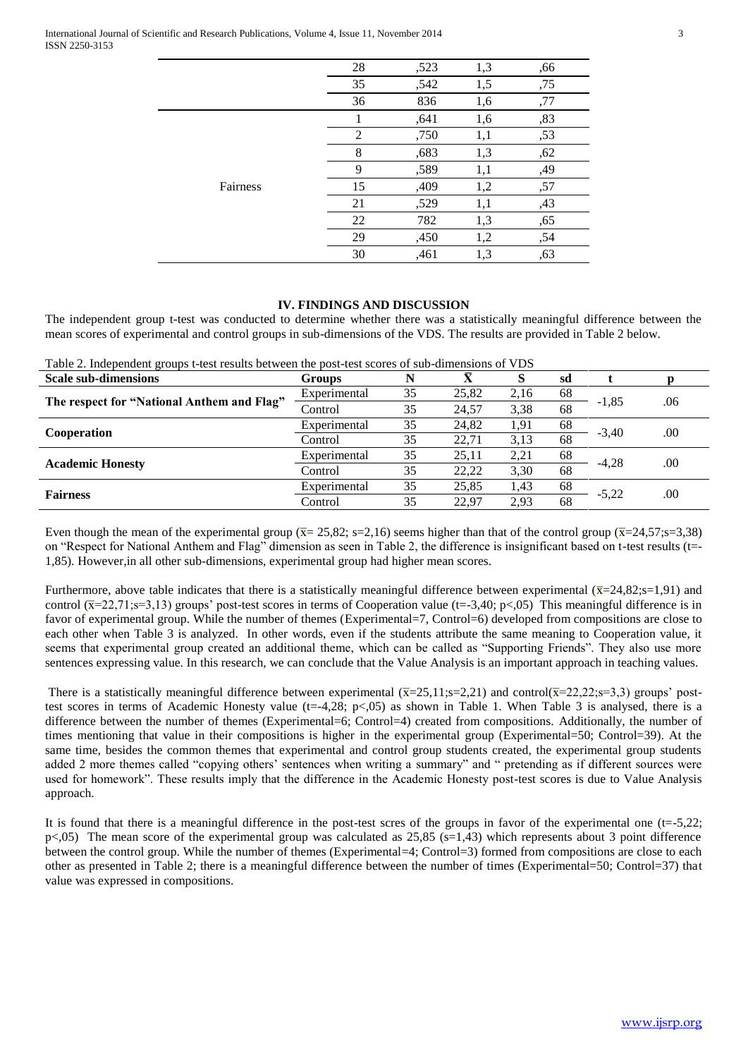| | | | | |
|---|---|---|---|---|
| | 28 | ,523 | 1,3 | ,66 |
| | 35 | ,542 | 1,5 | ,75 |
| | 36 | 836 | 1,6 | ,77 |
| Fairness | 1 | ,641 | 1,6 | ,83 |
| | 2 | ,750 | 1,1 | ,53 |
| | 8 | ,683 | 1,3 | ,62 |
| | 9 | ,589 | 1,1 | ,49 |
| | 15 | ,409 | 1,2 | ,57 |
| | 21 | ,529 | 1,1 | ,43 |
| | 22 | 782 | 1,3 | ,65 |
| | 29 | ,450 | 1,2 | ,54 |
| | 30 | ,461 | 1,3 | ,63 |

## IV. FINDINGS AND DISCUSSION

The independent group t-test was conducted to determine whether there was a statistically meaningful difference between the mean scores of experimental and control groups in sub-dimensions of the VDS. The results are provided in Table 2 below.

Table 2. Independent groups t-test results between the post-test scores of sub-dimensions of VDS

| Scale sub-dimensions | Groups | N | $\bar{X}$ | S | sd | t | p |
|---|---|---|---|---|---|---|---|
| **The respect for "National Anthem and Flag"** | Experimental | 35 | 25,82 | 2,16 | 68 | -1,85 | .06 |
| | Control | 35 | 24,57 | 3,38 | 68 | | |
| **Cooperation** | Experimental | 35 | 24,82 | 1,91 | 68 | -3,40 | .00 |
| | Control | 35 | 22,71 | 3,13 | 68 | | |
| **Academic Honesty** | Experimental | 35 | 25,11 | 2,21 | 68 | -4,28 | .00 |
| | Control | 35 | 22,22 | 3,30 | 68 | | |
| **Fairness** | Experimental | 35 | 25,85 | 1,43 | 68 | -5,22 | .00 |
| | Control | 35 | 22,97 | 2,93 | 68 | | |

Even though the mean of the experimental group ($\bar{x}$= 25,82; s=2,16) seems higher than that of the control group ($\bar{x}$=24,57;s=3,38) on "Respect for National Anthem and Flag" dimension as seen in Table 2, the difference is insignificant based on t-test results (t=-1,85). However,in all other sub-dimensions, experimental group had higher mean scores.

Furthermore, above table indicates that there is a statistically meaningful difference between experimental ($\bar{x}$=24,82;s=1,91) and control ($\bar{x}$=22,71;s=3,13) groups' post-test scores in terms of Cooperation value (t=-3,40; p<,05) This meaningful difference is in favor of experimental group. While the number of themes (Experimental=7, Control=6) developed from compositions are close to each other when Table 3 is analyzed. In other words, even if the students attribute the same meaning to Cooperation value, it seems that experimental group created an additional theme, which can be called as "Supporting Friends". They also use more sentences expressing value. In this research, we can conclude that the Value Analysis is an important approach in teaching values.

There is a statistically meaningful difference between experimental ($\bar{x}$=25,11;s=2,21) and control($\bar{x}$=22,22;s=3,3) groups' post-test scores in terms of Academic Honesty value (t=-4,28; p<,05) as shown in Table 1. When Table 3 is analysed, there is a difference between the number of themes (Experimental=6; Control=4) created from compositions. Additionally, the number of times mentioning that value in their compositions is higher in the experimental group (Experimental=50; Control=39). At the same time, besides the common themes that experimental and control group students created, the experimental group students added 2 more themes called "copying others' sentences when writing a summary" and " pretending as if different sources were used for homework". These results imply that the difference in the Academic Honesty post-test scores is due to Value Analysis approach.

It is found that there is a meaningful difference in the post-test scres of the groups in favor of the experimental one (t=-5,22; p<,05) The mean score of the experimental group was calculated as 25,85 (s=1,43) which represents about 3 point difference between the control group. While the number of themes (Experimental=4; Control=3) formed from compositions are close to each other as presented in Table 2; there is a meaningful difference between the number of times (Experimental=50; Control=37) that value was expressed in compositions.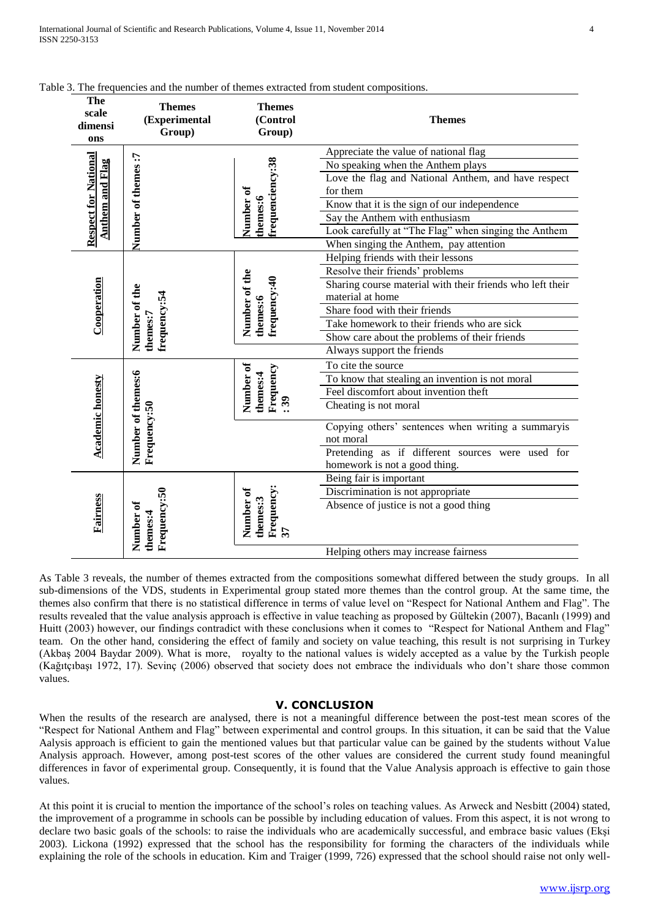Table 3. The frequencies and the number of themes extracted from student compositions.

| The scale dimensions | Themes (Experimental Group) | Themes (Control Group) | Themes |
|---|---|---|---|
| Respect for National Anthem and Flag | Number of themes :7 | Number of themes:6 frequenciency:38 | Appreciate the value of national flag |
| | | | No speaking when the Anthem plays |
| | | | Love the flag and National Anthem, and have respect for them |
| | | | Know that it is the sign of our independence |
| | | | Say the Anthem with enthusiasm |
| | | | Look carefully at "The Flag" when singing the Anthem |
| | | | When singing the Anthem, pay attention |
| Cooperation | Number of the themes:7 frequency:54 | Number of the themes:6 frequency:40 | Helping friends with their lessons |
| | | | Resolve their friends' problems |
| | | | Sharing course material with their friends who left their material at home |
| | | | Share food with their friends |
| | | | Take homework to their friends who are sick |
| | | | Show care about the problems of their friends |
| | | | Always support the friends |
| Academic honesty | Number of themes:6 Frequency:50 | Number of themes:4 Frequency : 39 | To cite the source |
| | | | To know that stealing an invention is not moral |
| | | | Feel discomfort about invention theft |
| | | | Cheating is not moral |
| | | | Copying others' sentences when writing a summaryis not moral |
| | | | Pretending as if different sources were used for homework is not a good thing. |
| Fairness | Number of themes:4 Frequency:50 | Number of themes:3 Frequency: 37 | Being fair is important |
| | | | Discrimination is not appropriate |
| | | | Absence of justice is not a good thing |
| | | | Helping others may increase fairness |

As Table 3 reveals, the number of themes extracted from the compositions somewhat differed between the study groups. In all sub-dimensions of the VDS, students in Experimental group stated more themes than the control group. At the same time, the themes also confirm that there is no statistical difference in terms of value level on "Respect for National Anthem and Flag". The results revealed that the value analysis approach is effective in value teaching as proposed by Gültekin (2007), Bacanlı (1999) and Huitt (2003) however, our findings contradict with these conclusions when it comes to "Respect for National Anthem and Flag" team. On the other hand, considering the effect of family and society on value teaching, this result is not surprising in Turkey (Akbaş 2004 Baydar 2009). What is more, royalty to the national values is widely accepted as a value by the Turkish people (Kağıtçıbaşı 1972, 17). Sevinç (2006) observed that society does not embrace the individuals who don't share those common values.

## V. CONCLUSION

When the results of the research are analysed, there is not a meaningful difference between the post-test mean scores of the "Respect for National Anthem and Flag" between experimental and control groups. In this situation, it can be said that the Value Aalysis approach is efficient to gain the mentioned values but that particular value can be gained by the students without Value Analysis approach. However, among post-test scores of the other values are considered the current study found meaningful differences in favor of experimental group. Consequently, it is found that the Value Analysis approach is effective to gain those values.

At this point it is crucial to mention the importance of the school's roles on teaching values. As Arweck and Nesbitt (2004) stated, the improvement of a programme in schools can be possible by including education of values. From this aspect, it is not wrong to declare two basic goals of the schools: to raise the individuals who are academically successful, and embrace basic values (Ekşi 2003). Lickona (1992) expressed that the school has the responsibility for forming the characters of the individuals while explaining the role of the schools in education. Kim and Traiger (1999, 726) expressed that the school should raise not only well-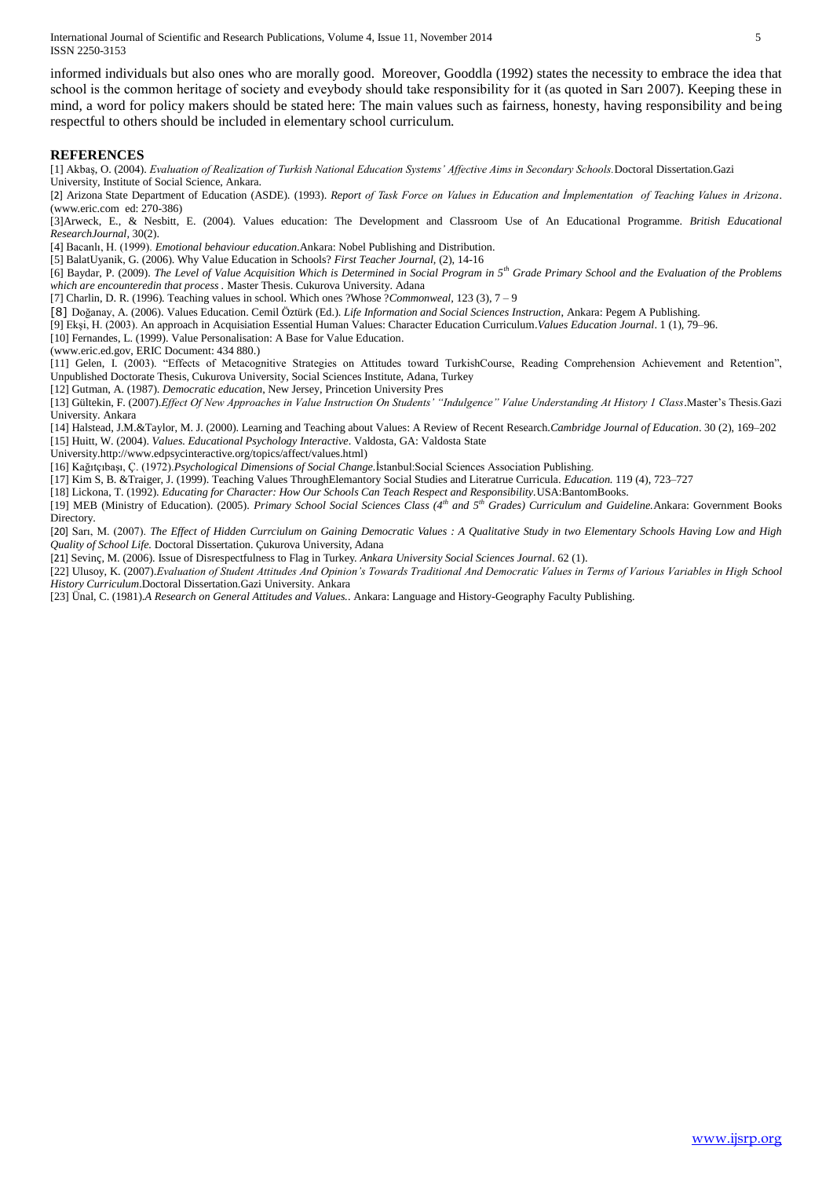informed individuals but also ones who are morally good. Moreover, Gooddla (1992) states the necessity to embrace the idea that school is the common heritage of society and eveybody should take responsibility for it (as quoted in Sarı 2007). Keeping these in mind, a word for policy makers should be stated here: The main values such as fairness, honesty, having responsibility and being respectful to others should be included in elementary school curriculum.

## REFERENCES

[1] Akbaş, O. (2004). *Evaluation of Realization of Turkish National Education Systems' Affective Aims in Secondary Schools.*Doctoral Dissertation.Gazi University, Institute of Social Science, Ankara.

[2] Arizona State Department of Education (ASDE). (1993). *Report of Task Force on Values in Education and İmplementation of Teaching Values in Arizona*. (www.eric.com ed: 270-386)

[3]Arweck, E., & Nesbitt, E. (2004). Values education: The Development and Classroom Use of An Educational Programme. *British Educational ResearchJournal,* 30(2).

[4] Bacanlı, H. (1999). *Emotional behaviour education.*Ankara: Nobel Publishing and Distribution.

[5] BalatUyanik, G. (2006). Why Value Education in Schools? *First Teacher Journal,* (2), 14-16

[6] Baydar, P. (2009). *The Level of Value Acquisition Which is Determined in Social Program in 5th Grade Primary School and the Evaluation of the Problems which are encounteredin that process .* Master Thesis. Cukurova University. Adana

[7] Charlin, D. R. (1996). Teaching values in school. Which ones ?Whose ?*Commonweal,* 123 (3), 7 – 9

[8] Doğanay, A. (2006). Values Education. Cemil Öztürk (Ed.). *Life Information and Social Sciences Instruction,* Ankara: Pegem A Publishing.

[9] Ekşi, H. (2003). An approach in Acquisiation Essential Human Values: Character Education Curriculum.*Values Education Journal*. 1 (1), 79–96.

[10] Fernandes, L. (1999). Value Personalisation: A Base for Value Education.
(www.eric.ed.gov, ERIC Document: 434 880.)

[11] Gelen, I. (2003). "Effects of Metacognitive Strategies on Attitudes toward TurkishCourse, Reading Comprehension Achievement and Retention", Unpublished Doctorate Thesis, Cukurova University, Social Sciences Institute, Adana, Turkey

[12] Gutman, A. (1987). *Democratic education*, New Jersey, Princetion University Pres

[13] Gültekin, F. (2007).*Effect Of New Approaches in Value Instruction On Students' "Indulgence" Value Understanding At History 1 Class*.Master's Thesis.Gazi University. Ankara

[14] Halstead, J.M.&Taylor, M. J. (2000). Learning and Teaching about Values: A Review of Recent Research.*Cambridge Journal of Education*. 30 (2), 169–202

[15] Huitt, W. (2004). *Values. Educational Psychology Interactive*. Valdosta, GA: Valdosta State University.http://www.edpsycinteractive.org/topics/affect/values.html)

[16] Kağıtçıbaşı, Ç. (1972).*Psychological Dimensions of Social Change.*İstanbul:Social Sciences Association Publishing.

[17] Kim S, B. &Traiger, J. (1999). Teaching Values ThroughElemantory Social Studies and Literatrue Curricula. *Education.* 119 (4), 723–727

[18] Lickona, T. (1992). *Educating for Character: How Our Schools Can Teach Respect and Responsibility.*USA:BantomBooks.

[19] MEB (Ministry of Education). (2005). *Primary School Social Sciences Class (4th and 5th Grades) Curriculum and Guideline.*Ankara: Government Books Directory.

[20] Sarı, M. (2007). *The Effect of Hidden Currciulum on Gaining Democratic Values : A Qualitative Study in two Elementary Schools Having Low and High Quality of School Life.* Doctoral Dissertation. Çukurova University, Adana

[21] Sevinç, M. (2006). Issue of Disrespectfulness to Flag in Turkey. *Ankara University Social Sciences Journal*. 62 (1).

[22] Ulusoy, K. (2007).*Evaluation of Student Attitudes And Opinion's Towards Traditional And Democratic Values in Terms of Various Variables in High School History Curriculum*.Doctoral Dissertation.Gazi University. Ankara

[23] Ünal, C. (1981).*A Research on General Attitudes and Values.*. Ankara: Language and History-Geography Faculty Publishing.